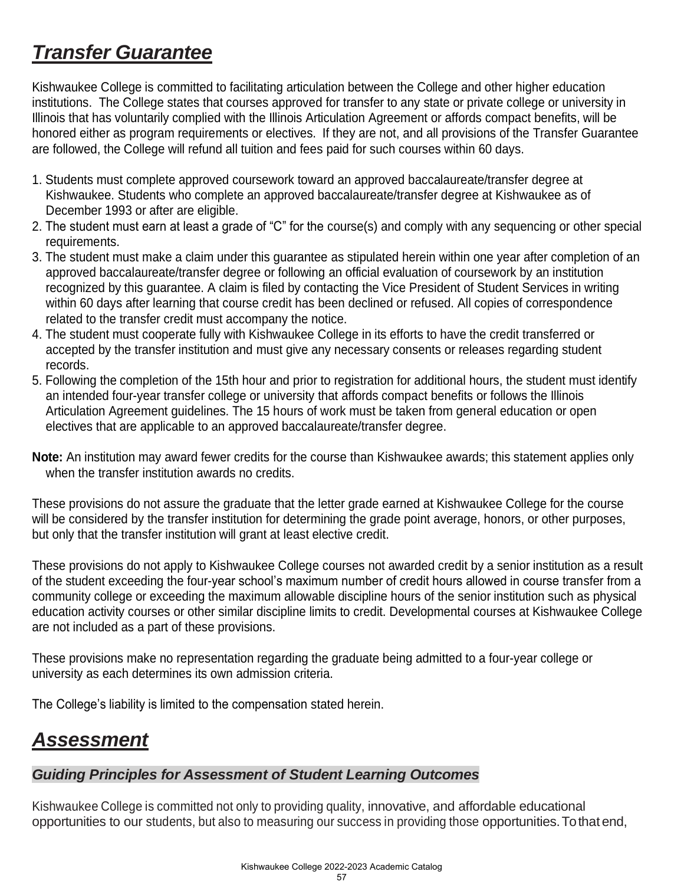# *Transfer Guarantee*

Kishwaukee College is committed to facilitating articulation between the College and other higher education institutions. The College states that courses approved for transfer to any state or private college or university in Illinois that has voluntarily complied with the Illinois Articulation Agreement or affords compact benefits, will be honored either as program requirements or electives. If they are not, and all provisions of the Transfer Guarantee are followed, the College will refund all tuition and fees paid for such courses within 60 days.

1. Students must complete approved coursework toward an approved baccalaureate/transfer degree at Kishwaukee. Students who complete an approved baccalaureate/transfer degree at Kishwaukee as of December 1993 or after are eligible.
2. The student must earn at least a grade of "C" for the course(s) and comply with any sequencing or other special requirements.
3. The student must make a claim under this guarantee as stipulated herein within one year after completion of an approved baccalaureate/transfer degree or following an official evaluation of coursework by an institution recognized by this guarantee. A claim is filed by contacting the Vice President of Student Services in writing within 60 days after learning that course credit has been declined or refused. All copies of correspondence related to the transfer credit must accompany the notice.
4. The student must cooperate fully with Kishwaukee College in its efforts to have the credit transferred or accepted by the transfer institution and must give any necessary consents or releases regarding student records.
5. Following the completion of the 15th hour and prior to registration for additional hours, the student must identify an intended four-year transfer college or university that affords compact benefits or follows the Illinois Articulation Agreement guidelines. The 15 hours of work must be taken from general education or open electives that are applicable to an approved baccalaureate/transfer degree.

**Note:** An institution may award fewer credits for the course than Kishwaukee awards; this statement applies only when the transfer institution awards no credits.

These provisions do not assure the graduate that the letter grade earned at Kishwaukee College for the course will be considered by the transfer institution for determining the grade point average, honors, or other purposes, but only that the transfer institution will grant at least elective credit.

These provisions do not apply to Kishwaukee College courses not awarded credit by a senior institution as a result of the student exceeding the four-year school's maximum number of credit hours allowed in course transfer from a community college or exceeding the maximum allowable discipline hours of the senior institution such as physical education activity courses or other similar discipline limits to credit. Developmental courses at Kishwaukee College are not included as a part of these provisions.

These provisions make no representation regarding the graduate being admitted to a four-year college or university as each determines its own admission criteria.

The College's liability is limited to the compensation stated herein.

# *Assessment*

### *Guiding Principles for Assessment of Student Learning Outcomes*

Kishwaukee College is committed not only to providing quality, innovative, and affordable educational opportunities to our students, but also to measuring our success in providing those opportunities. To that end,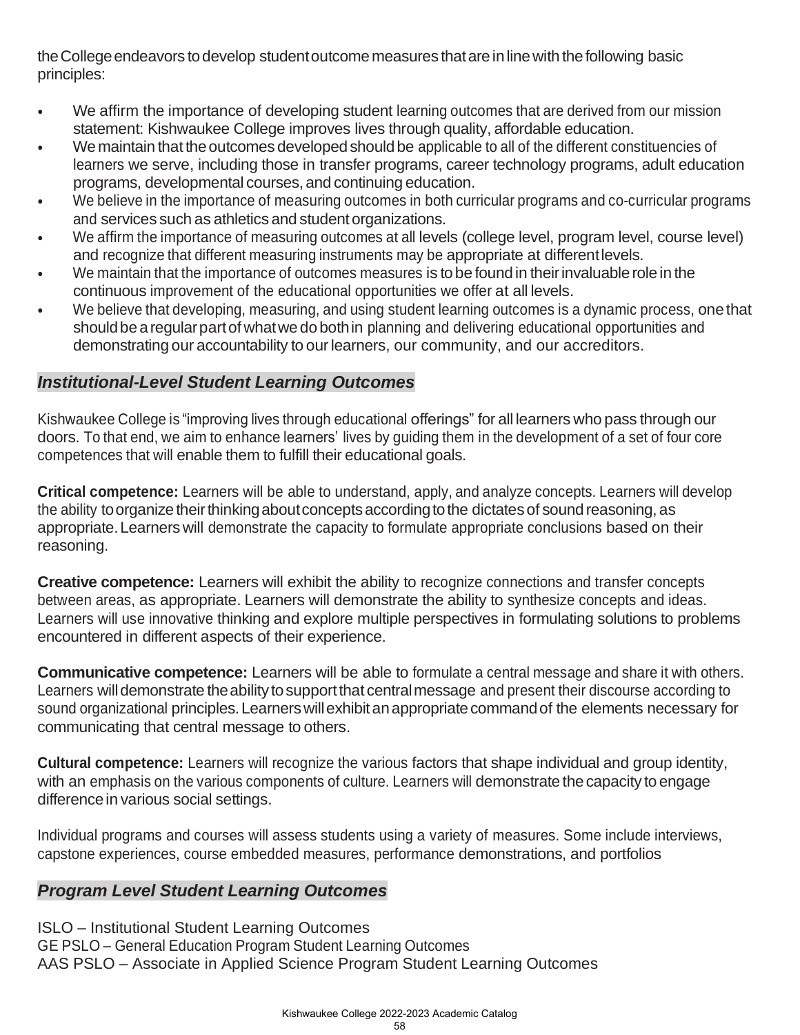the College endeavors to develop student outcome measures that are in line with the following basic principles:

- We affirm the importance of developing student learning outcomes that are derived from our mission statement: Kishwaukee College improves lives through quality, affordable education.
- We maintain that the outcomes developed should be applicable to all of the different constituencies of learners we serve, including those in transfer programs, career technology programs, adult education programs, developmental courses, and continuing education.
- We believe in the importance of measuring outcomes in both curricular programs and co-curricular programs and services such as athletics and student organizations.
- We affirm the importance of measuring outcomes at all levels (college level, program level, course level) and recognize that different measuring instruments may be appropriate at different levels.
- We maintain that the importance of outcomes measures is to be found in their invaluable role in the continuous improvement of the educational opportunities we offer at all levels.
- We believe that developing, measuring, and using student learning outcomes is a dynamic process, one that should be a regular part of what we do both in planning and delivering educational opportunities and demonstrating our accountability to our learners, our community, and our accreditors.

## *Institutional-Level Student Learning Outcomes*

Kishwaukee College is "improving lives through educational offerings" for all learners who pass through our doors. To that end, we aim to enhance learners' lives by guiding them in the development of a set of four core competences that will enable them to fulfill their educational goals.

**Critical competence:** Learners will be able to understand, apply, and analyze concepts. Learners will develop the ability to organize their thinking about concepts according to the dictates of sound reasoning, as appropriate. Learners will demonstrate the capacity to formulate appropriate conclusions based on their reasoning.

**Creative competence:** Learners will exhibit the ability to recognize connections and transfer concepts between areas, as appropriate. Learners will demonstrate the ability to synthesize concepts and ideas. Learners will use innovative thinking and explore multiple perspectives in formulating solutions to problems encountered in different aspects of their experience.

**Communicative competence:** Learners will be able to formulate a central message and share it with others. Learners will demonstrate the ability to support that central message and present their discourse according to sound organizational principles. Learners will exhibit an appropriate command of the elements necessary for communicating that central message to others.

**Cultural competence:** Learners will recognize the various factors that shape individual and group identity, with an emphasis on the various components of culture. Learners will demonstrate the capacity to engage difference in various social settings.

Individual programs and courses will assess students using a variety of measures. Some include interviews, capstone experiences, course embedded measures, performance demonstrations, and portfolios

## *Program Level Student Learning Outcomes*

ISLO – Institutional Student Learning Outcomes
GE PSLO – General Education Program Student Learning Outcomes
AAS PSLO – Associate in Applied Science Program Student Learning Outcomes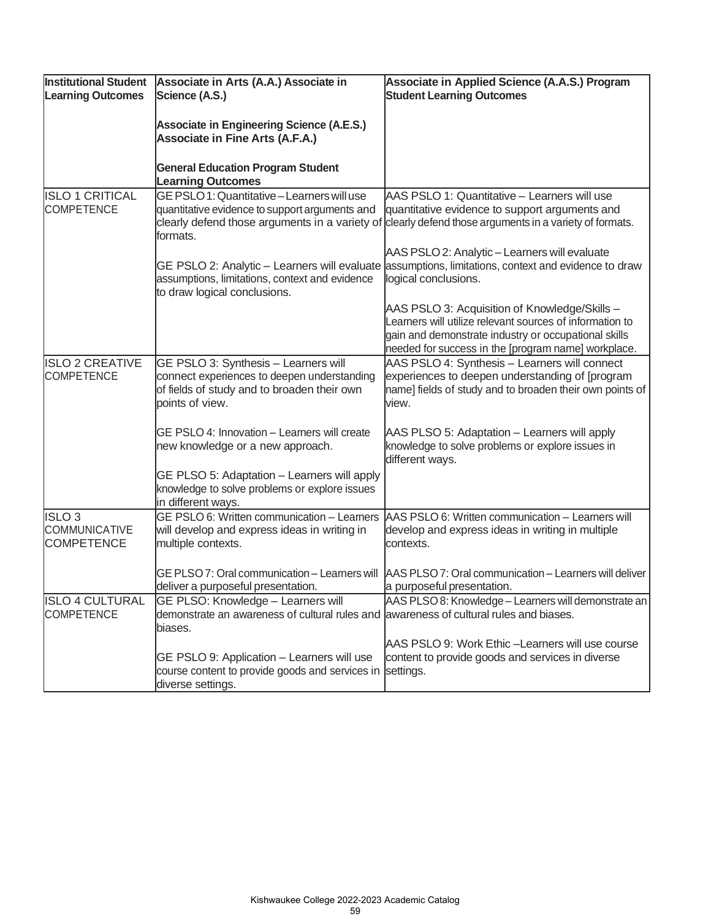| Institutional Student Learning Outcomes | Associate in Arts (A.A.) Associate in Science (A.S.)<br><br>Associate in Engineering Science (A.E.S.) Associate in Fine Arts (A.F.A.)<br><br>General Education Program Student Learning Outcomes | Associate in Applied Science (A.A.S.) Program Student Learning Outcomes |
|---|---|---|
| ISLO 1 CRITICAL COMPETENCE | GE PSLO 1: Quantitative – Learners will use quantitative evidence to support arguments and clearly defend those arguments in a variety of formats.<br><br>GE PSLO 2: Analytic – Learners will evaluate assumptions, limitations, context and evidence to draw logical conclusions. | AAS PSLO 1: Quantitative – Learners will use quantitative evidence to support arguments and clearly defend those arguments in a variety of formats.<br><br>AAS PSLO 2: Analytic – Learners will evaluate assumptions, limitations, context and evidence to draw logical conclusions.<br><br>AAS PSLO 3: Acquisition of Knowledge/Skills – Learners will utilize relevant sources of information to gain and demonstrate industry or occupational skills needed for success in the [program name] workplace. |
| ISLO 2 CREATIVE COMPETENCE | GE PSLO 3: Synthesis – Learners will connect experiences to deepen understanding of fields of study and to broaden their own points of view.<br><br>GE PSLO 4: Innovation – Learners will create new knowledge or a new approach.<br><br>GE PLSO 5: Adaptation – Learners will apply knowledge to solve problems or explore issues in different ways. | AAS PSLO 4: Synthesis – Learners will connect experiences to deepen understanding of [program name] fields of study and to broaden their own points of view.<br><br>AAS PLSO 5: Adaptation – Learners will apply knowledge to solve problems or explore issues in different ways. |
| ISLO 3 COMMUNICATIVE COMPETENCE | GE PSLO 6: Written communication – Learners will develop and express ideas in writing in multiple contexts.<br><br>GE PLSO 7: Oral communication – Learners will deliver a purposeful presentation. | AAS PSLO 6: Written communication – Learners will develop and express ideas in writing in multiple contexts.<br><br>AAS PLSO 7: Oral communication – Learners will deliver a purposeful presentation. |
| ISLO 4 CULTURAL COMPETENCE | GE PLSO: Knowledge – Learners will demonstrate an awareness of cultural rules and biases.<br><br>GE PSLO 9: Application – Learners will use course content to provide goods and services in diverse settings. | AAS PLSO 8: Knowledge – Learners will demonstrate an awareness of cultural rules and biases.<br><br>AAS PSLO 9: Work Ethic –Learners will use course content to provide goods and services in diverse settings. |